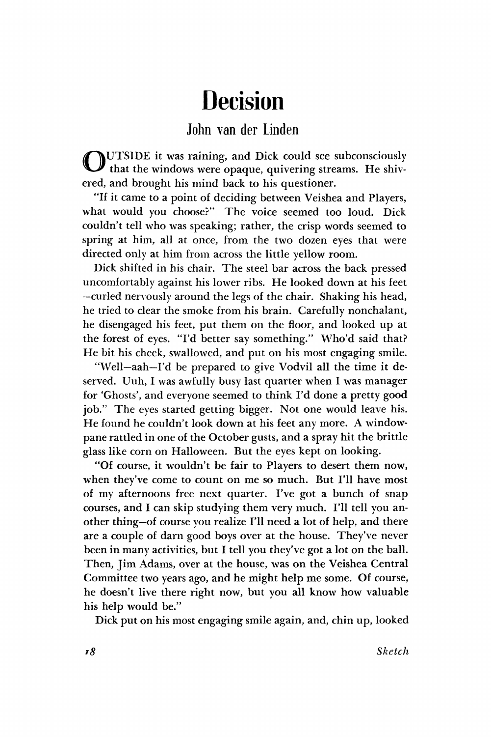# Decision

## John van der Linden

OUTSIDE it was raining, and Dick could see subconsciously that the windows were opaque, quivering streams. He shivered, and brought his mind back to his questioner.

"If it came to a point of deciding between Veishea and Players, what would you choose?" The voice seemed too loud. Dick couldn't tell who was speaking; rather, the crisp words seemed to spring at him, all at once, from the two dozen eyes that were directed only at him from across the little yellow room.

Dick shifted in his chair. The steel bar across the back pressed uncomfortably against his lower ribs. He looked down at his feet —curled nervously around the legs of the chair. Shaking his head, he tried to clear the smoke from his brain. Carefully nonchalant, he disengaged his feet, put them on the floor, and looked up at the forest of eyes. "I'd better say something." Who'd said that? He bit his cheek, swallowed, and put on his most engaging smile.

"Well—aah—I'd be prepared to give Vodvil all the time it deserved. Uuh, I was awfully busy last quarter when I was manager for 'Ghosts', and everyone seemed to think I'd done a pretty good job." The eyes started getting bigger. Not one would leave his. He found he couldn't look down at his feet any more. A windowpane rattled in one of the October gusts, and a spray hit the brittle glass like corn on Halloween. But the eyes kept on looking.

"Of course, it wouldn't be fair to Players to desert them now, when they've come to count on me so much. But I'll have most of my afternoons free next quarter. I've got a bunch of snap courses, and I can skip studying them very much. I'll tell you another thing—of course you realize I'll need a lot of help, and there are a couple of darn good boys over at the house. They've never been in many activities, but I tell you they've got a lot on the ball. Then, Jim Adams, over at the house, was on the Veishea Central Committee two years ago, and he might help me some. Of course, he doesn't live there right now, but you all know how valuable his help would be."

Dick put on his most engaging smile again, and, chin up, looked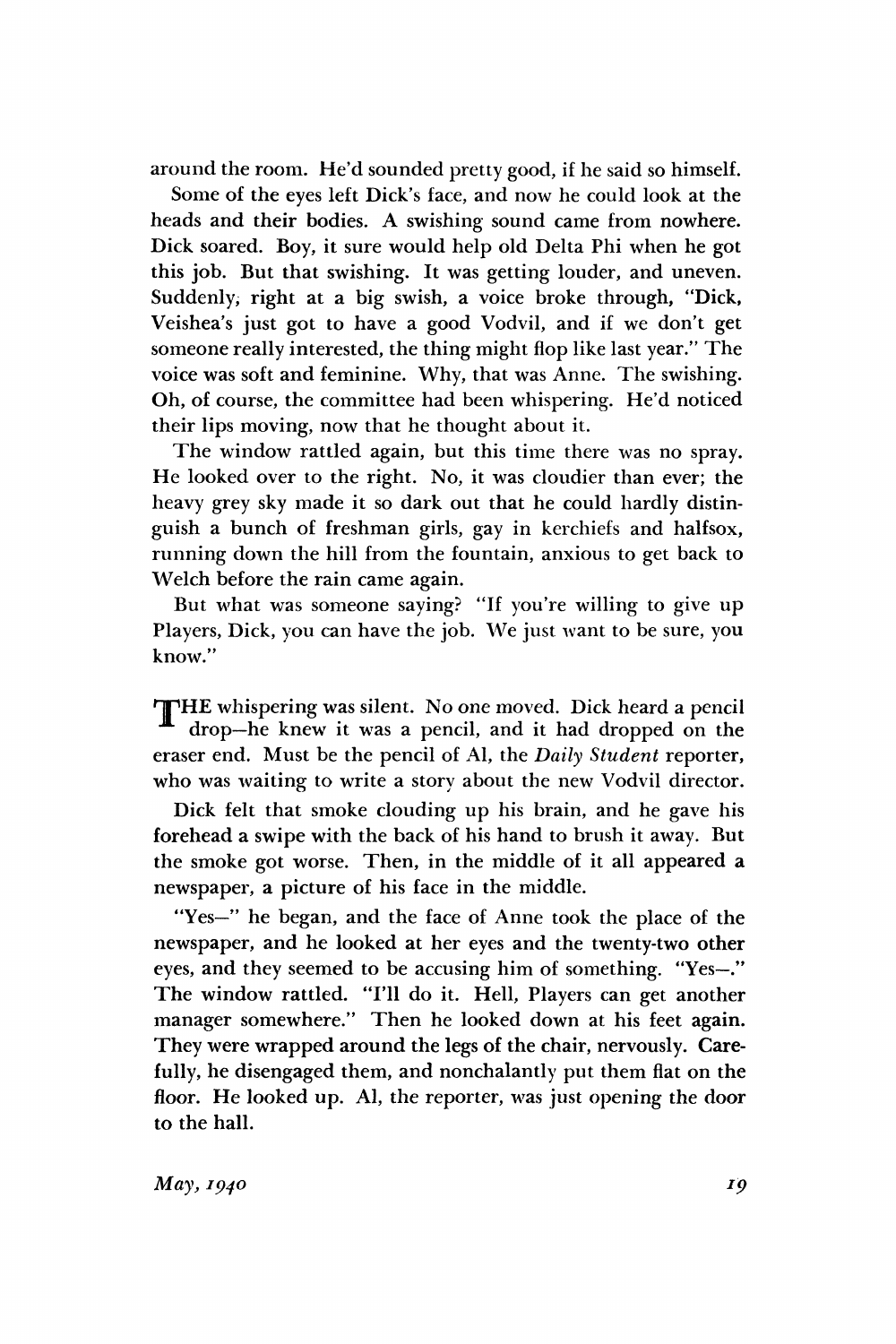around the room. He'd sounded pretty good, if he said so himself.

Some of the eyes left Dick's face, and now he could look at the heads and their bodies. A swishing sound came from nowhere. Dick soared. Boy, it sure would help old Delta Phi when he got this job. But that swishing. It was getting louder, and uneven. Suddenly, right at a big swish, a voice broke through, "Dick, Veishea's just got to have a good Vodvil, and if we don't get someone really interested, the thing might flop like last year." The voice was soft and feminine. Why, that was Anne. The swishing. Oh, of course, the committee had been whispering. He'd noticed their lips moving, now that he thought about it.

The window rattled again, but this time there was no spray. He looked over to the right. No, it was cloudier than ever; the heavy grey sky made it so dark out that he could hardly distinguish a bunch of freshman girls, gay in kerchiefs and halfsox, running down the hill from the fountain, anxious to get back to Welch before the rain came again.

But what was someone saying? "If you're willing to give up Players, Dick, you can have the job. We just want to be sure, you know."

THE whispering was silent. No one moved. Dick heard a pencil drop—he knew it was a pencil, and it had dropped on the eraser end. Must be the pencil of Al, the *Daily Student* reporter, who was waiting to write a story about the new Vodvil director.

Dick felt that smoke clouding up his brain, and he gave his forehead a swipe with the back of his hand to brush it away. But the smoke got worse. Then, in the middle of it all appeared a newspaper, a picture of his face in the middle.

"Yes—" he began, and the face of Anne took the place of the newspaper, and he looked at her eyes and the twenty-two other eyes, and they seemed to be accusing him of something. "Yes—." The window rattled. "I'll do it. Hell, Players can get another manager somewhere." Then he looked down at his feet again. They were wrapped around the legs of the chair, nervously. Carefully, he disengaged them, and nonchalantly put them flat on the floor. He looked up. Al, the reporter, was just opening the door to the hall.